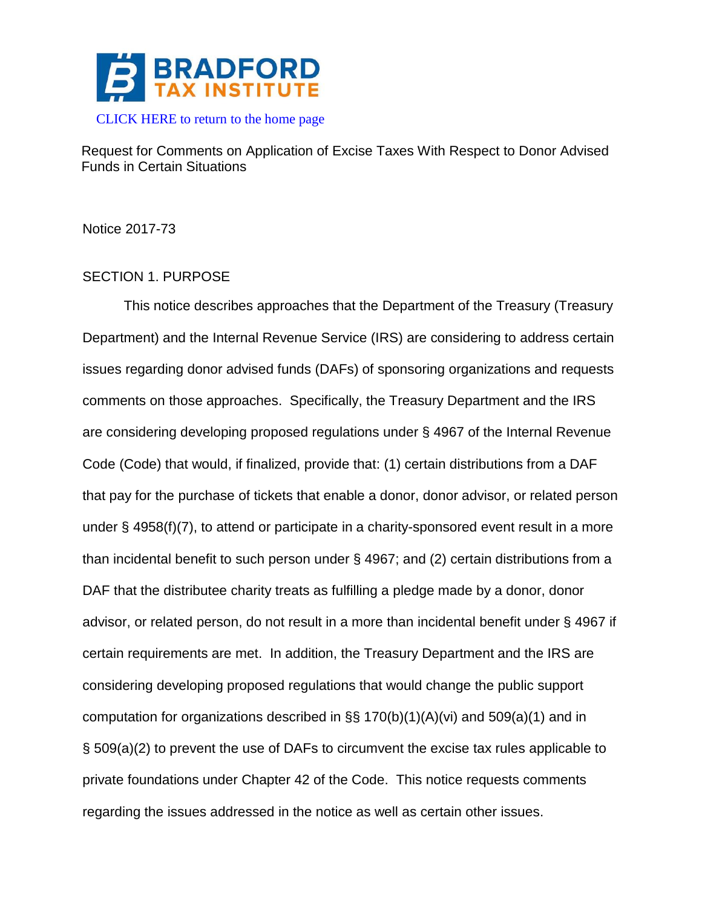BRADFORD TAX INSTITUTE

CLICK HERE to return to the home page

# Request for Comments on Application of Excise Taxes With Respect to Donor Advised Funds in Certain Situations

Notice 2017-73

## SECTION 1. PURPOSE

This notice describes approaches that the Department of the Treasury (Treasury Department) and the Internal Revenue Service (IRS) are considering to address certain issues regarding donor advised funds (DAFs) of sponsoring organizations and requests comments on those approaches. Specifically, the Treasury Department and the IRS are considering developing proposed regulations under § 4967 of the Internal Revenue Code (Code) that would, if finalized, provide that: (1) certain distributions from a DAF that pay for the purchase of tickets that enable a donor, donor advisor, or related person under § 4958(f)(7), to attend or participate in a charity-sponsored event result in a more than incidental benefit to such person under § 4967; and (2) certain distributions from a DAF that the distributee charity treats as fulfilling a pledge made by a donor, donor advisor, or related person, do not result in a more than incidental benefit under § 4967 if certain requirements are met. In addition, the Treasury Department and the IRS are considering developing proposed regulations that would change the public support computation for organizations described in §§ 170(b)(1)(A)(vi) and 509(a)(1) and in § 509(a)(2) to prevent the use of DAFs to circumvent the excise tax rules applicable to private foundations under Chapter 42 of the Code. This notice requests comments regarding the issues addressed in the notice as well as certain other issues.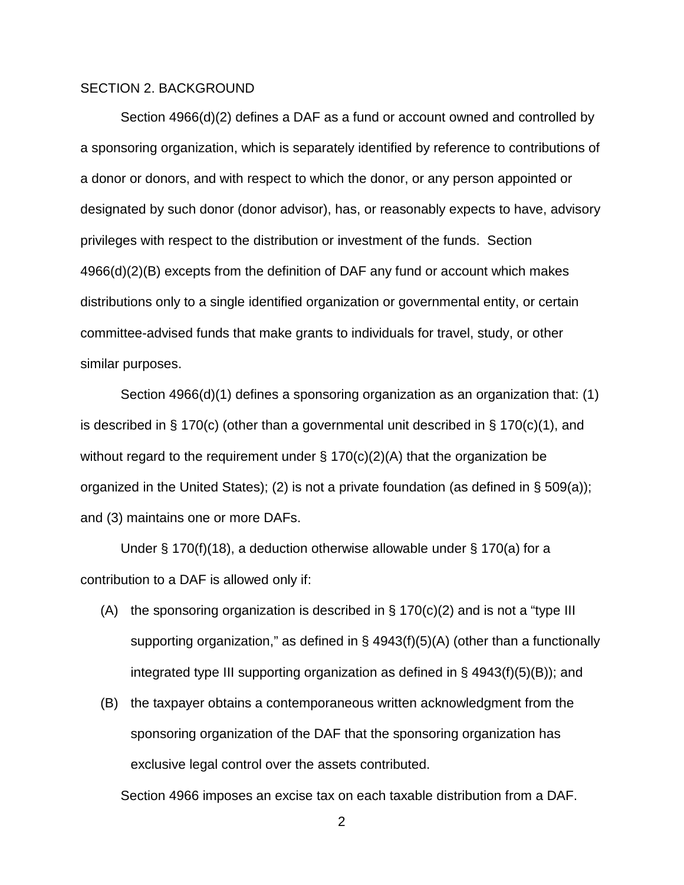SECTION 2. BACKGROUND

Section 4966(d)(2) defines a DAF as a fund or account owned and controlled by a sponsoring organization, which is separately identified by reference to contributions of a donor or donors, and with respect to which the donor, or any person appointed or designated by such donor (donor advisor), has, or reasonably expects to have, advisory privileges with respect to the distribution or investment of the funds. Section 4966(d)(2)(B) excepts from the definition of DAF any fund or account which makes distributions only to a single identified organization or governmental entity, or certain committee-advised funds that make grants to individuals for travel, study, or other similar purposes.

Section 4966(d)(1) defines a sponsoring organization as an organization that: (1) is described in § 170(c) (other than a governmental unit described in § 170(c)(1), and without regard to the requirement under § 170(c)(2)(A) that the organization be organized in the United States); (2) is not a private foundation (as defined in § 509(a)); and (3) maintains one or more DAFs.

Under § 170(f)(18), a deduction otherwise allowable under § 170(a) for a contribution to a DAF is allowed only if:

(A) the sponsoring organization is described in § 170(c)(2) and is not a "type III supporting organization," as defined in § 4943(f)(5)(A) (other than a functionally integrated type III supporting organization as defined in § 4943(f)(5)(B)); and

(B) the taxpayer obtains a contemporaneous written acknowledgment from the sponsoring organization of the DAF that the sponsoring organization has exclusive legal control over the assets contributed.

Section 4966 imposes an excise tax on each taxable distribution from a DAF.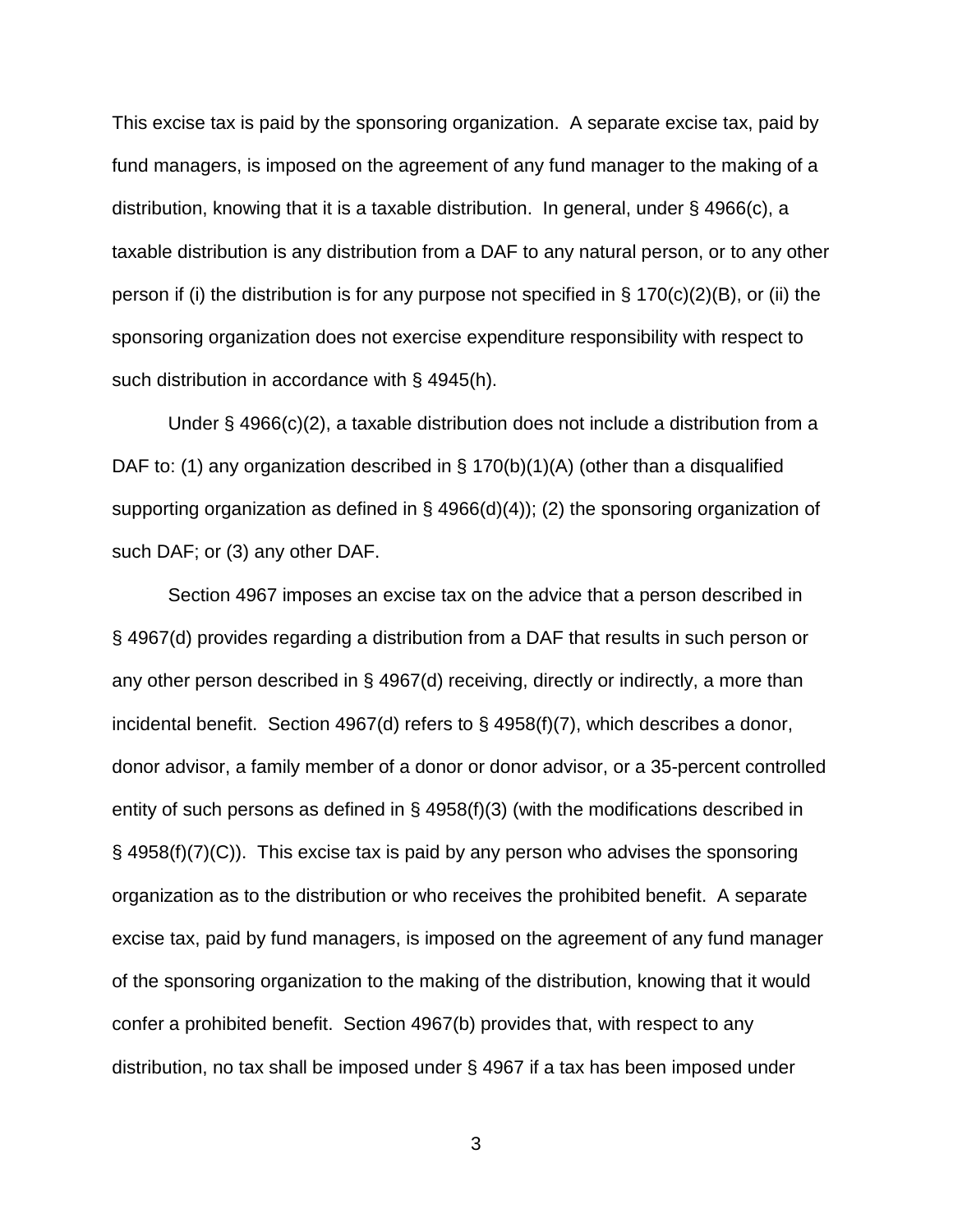This excise tax is paid by the sponsoring organization. A separate excise tax, paid by fund managers, is imposed on the agreement of any fund manager to the making of a distribution, knowing that it is a taxable distribution. In general, under § 4966(c), a taxable distribution is any distribution from a DAF to any natural person, or to any other person if (i) the distribution is for any purpose not specified in § 170(c)(2)(B), or (ii) the sponsoring organization does not exercise expenditure responsibility with respect to such distribution in accordance with § 4945(h).

Under § 4966(c)(2), a taxable distribution does not include a distribution from a DAF to: (1) any organization described in § 170(b)(1)(A) (other than a disqualified supporting organization as defined in § 4966(d)(4)); (2) the sponsoring organization of such DAF; or (3) any other DAF.

Section 4967 imposes an excise tax on the advice that a person described in § 4967(d) provides regarding a distribution from a DAF that results in such person or any other person described in § 4967(d) receiving, directly or indirectly, a more than incidental benefit. Section 4967(d) refers to § 4958(f)(7), which describes a donor, donor advisor, a family member of a donor or donor advisor, or a 35-percent controlled entity of such persons as defined in § 4958(f)(3) (with the modifications described in § 4958(f)(7)(C)). This excise tax is paid by any person who advises the sponsoring organization as to the distribution or who receives the prohibited benefit. A separate excise tax, paid by fund managers, is imposed on the agreement of any fund manager of the sponsoring organization to the making of the distribution, knowing that it would confer a prohibited benefit. Section 4967(b) provides that, with respect to any distribution, no tax shall be imposed under § 4967 if a tax has been imposed under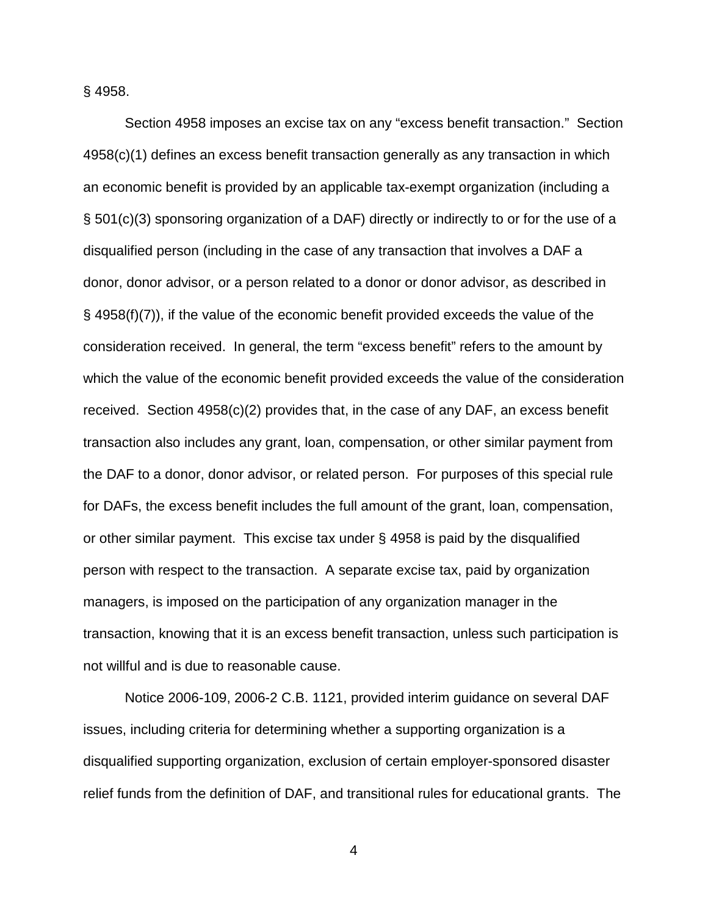§ 4958.

Section 4958 imposes an excise tax on any “excess benefit transaction.” Section 4958(c)(1) defines an excess benefit transaction generally as any transaction in which an economic benefit is provided by an applicable tax-exempt organization (including a § 501(c)(3) sponsoring organization of a DAF) directly or indirectly to or for the use of a disqualified person (including in the case of any transaction that involves a DAF a donor, donor advisor, or a person related to a donor or donor advisor, as described in § 4958(f)(7)), if the value of the economic benefit provided exceeds the value of the consideration received. In general, the term “excess benefit” refers to the amount by which the value of the economic benefit provided exceeds the value of the consideration received. Section 4958(c)(2) provides that, in the case of any DAF, an excess benefit transaction also includes any grant, loan, compensation, or other similar payment from the DAF to a donor, donor advisor, or related person. For purposes of this special rule for DAFs, the excess benefit includes the full amount of the grant, loan, compensation, or other similar payment. This excise tax under § 4958 is paid by the disqualified person with respect to the transaction. A separate excise tax, paid by organization managers, is imposed on the participation of any organization manager in the transaction, knowing that it is an excess benefit transaction, unless such participation is not willful and is due to reasonable cause.

Notice 2006-109, 2006-2 C.B. 1121, provided interim guidance on several DAF issues, including criteria for determining whether a supporting organization is a disqualified supporting organization, exclusion of certain employer-sponsored disaster relief funds from the definition of DAF, and transitional rules for educational grants. The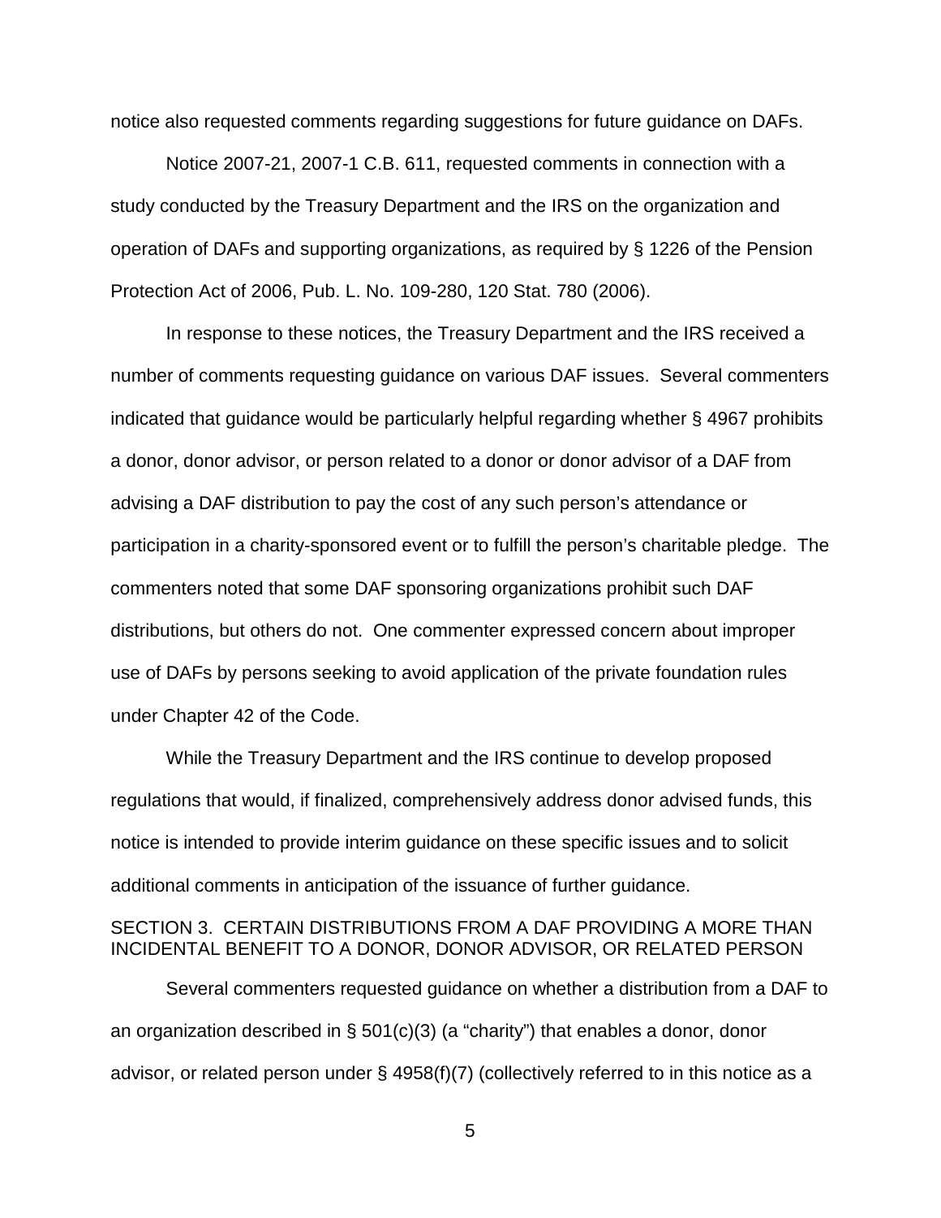notice also requested comments regarding suggestions for future guidance on DAFs.

Notice 2007-21, 2007-1 C.B. 611, requested comments in connection with a study conducted by the Treasury Department and the IRS on the organization and operation of DAFs and supporting organizations, as required by § 1226 of the Pension Protection Act of 2006, Pub. L. No. 109-280, 120 Stat. 780 (2006).

In response to these notices, the Treasury Department and the IRS received a number of comments requesting guidance on various DAF issues. Several commenters indicated that guidance would be particularly helpful regarding whether § 4967 prohibits a donor, donor advisor, or person related to a donor or donor advisor of a DAF from advising a DAF distribution to pay the cost of any such person's attendance or participation in a charity-sponsored event or to fulfill the person's charitable pledge. The commenters noted that some DAF sponsoring organizations prohibit such DAF distributions, but others do not. One commenter expressed concern about improper use of DAFs by persons seeking to avoid application of the private foundation rules under Chapter 42 of the Code.

While the Treasury Department and the IRS continue to develop proposed regulations that would, if finalized, comprehensively address donor advised funds, this notice is intended to provide interim guidance on these specific issues and to solicit additional comments in anticipation of the issuance of further guidance.

## SECTION 3. CERTAIN DISTRIBUTIONS FROM A DAF PROVIDING A MORE THAN INCIDENTAL BENEFIT TO A DONOR, DONOR ADVISOR, OR RELATED PERSON

Several commenters requested guidance on whether a distribution from a DAF to an organization described in § 501(c)(3) (a "charity") that enables a donor, donor advisor, or related person under § 4958(f)(7) (collectively referred to in this notice as a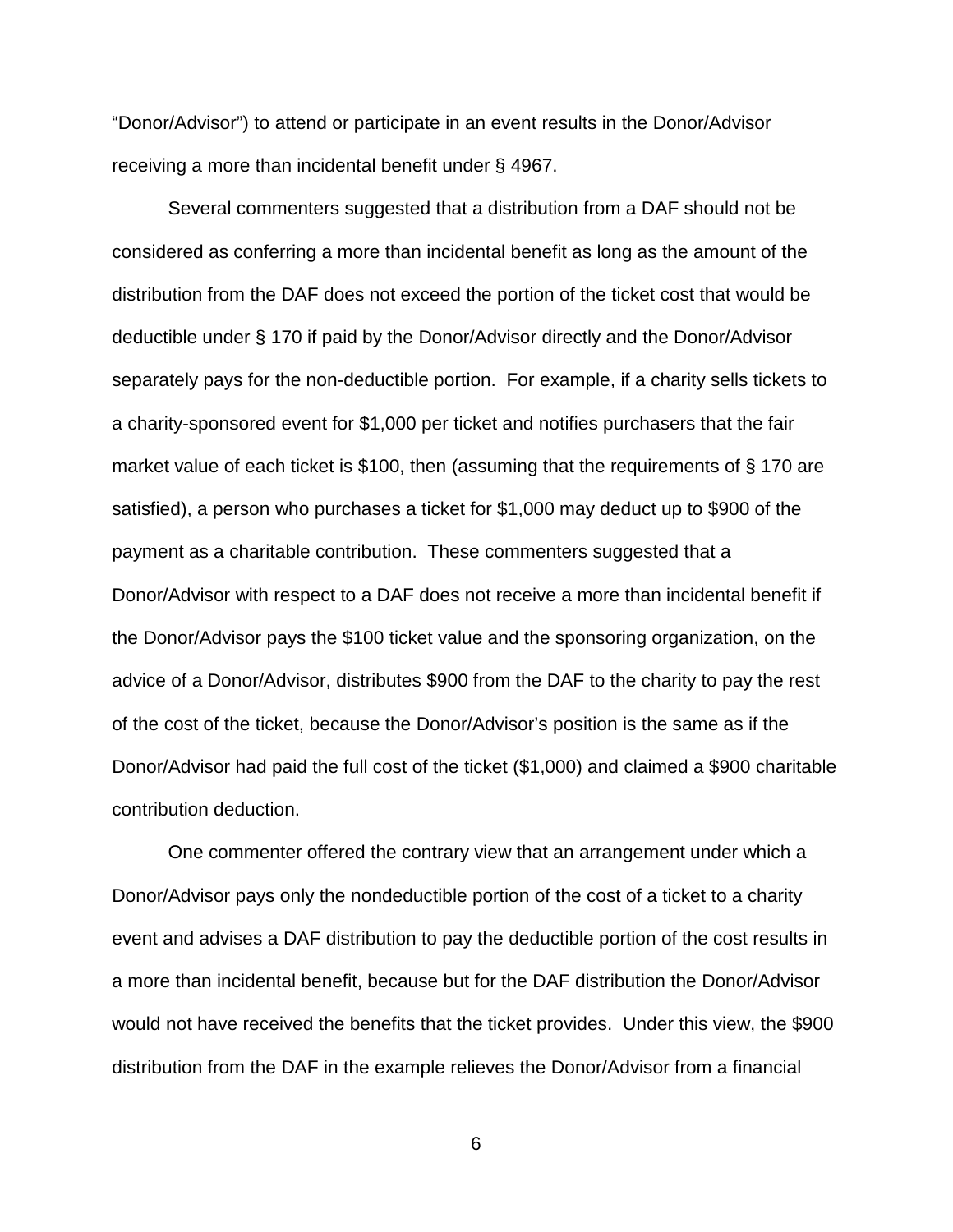“Donor/Advisor”) to attend or participate in an event results in the Donor/Advisor receiving a more than incidental benefit under § 4967.

Several commenters suggested that a distribution from a DAF should not be considered as conferring a more than incidental benefit as long as the amount of the distribution from the DAF does not exceed the portion of the ticket cost that would be deductible under § 170 if paid by the Donor/Advisor directly and the Donor/Advisor separately pays for the non-deductible portion. For example, if a charity sells tickets to a charity-sponsored event for $1,000 per ticket and notifies purchasers that the fair market value of each ticket is $100, then (assuming that the requirements of § 170 are satisfied), a person who purchases a ticket for $1,000 may deduct up to $900 of the payment as a charitable contribution. These commenters suggested that a Donor/Advisor with respect to a DAF does not receive a more than incidental benefit if the Donor/Advisor pays the $100 ticket value and the sponsoring organization, on the advice of a Donor/Advisor, distributes $900 from the DAF to the charity to pay the rest of the cost of the ticket, because the Donor/Advisor’s position is the same as if the Donor/Advisor had paid the full cost of the ticket ($1,000) and claimed a $900 charitable contribution deduction.

One commenter offered the contrary view that an arrangement under which a Donor/Advisor pays only the nondeductible portion of the cost of a ticket to a charity event and advises a DAF distribution to pay the deductible portion of the cost results in a more than incidental benefit, because but for the DAF distribution the Donor/Advisor would not have received the benefits that the ticket provides. Under this view, the $900 distribution from the DAF in the example relieves the Donor/Advisor from a financial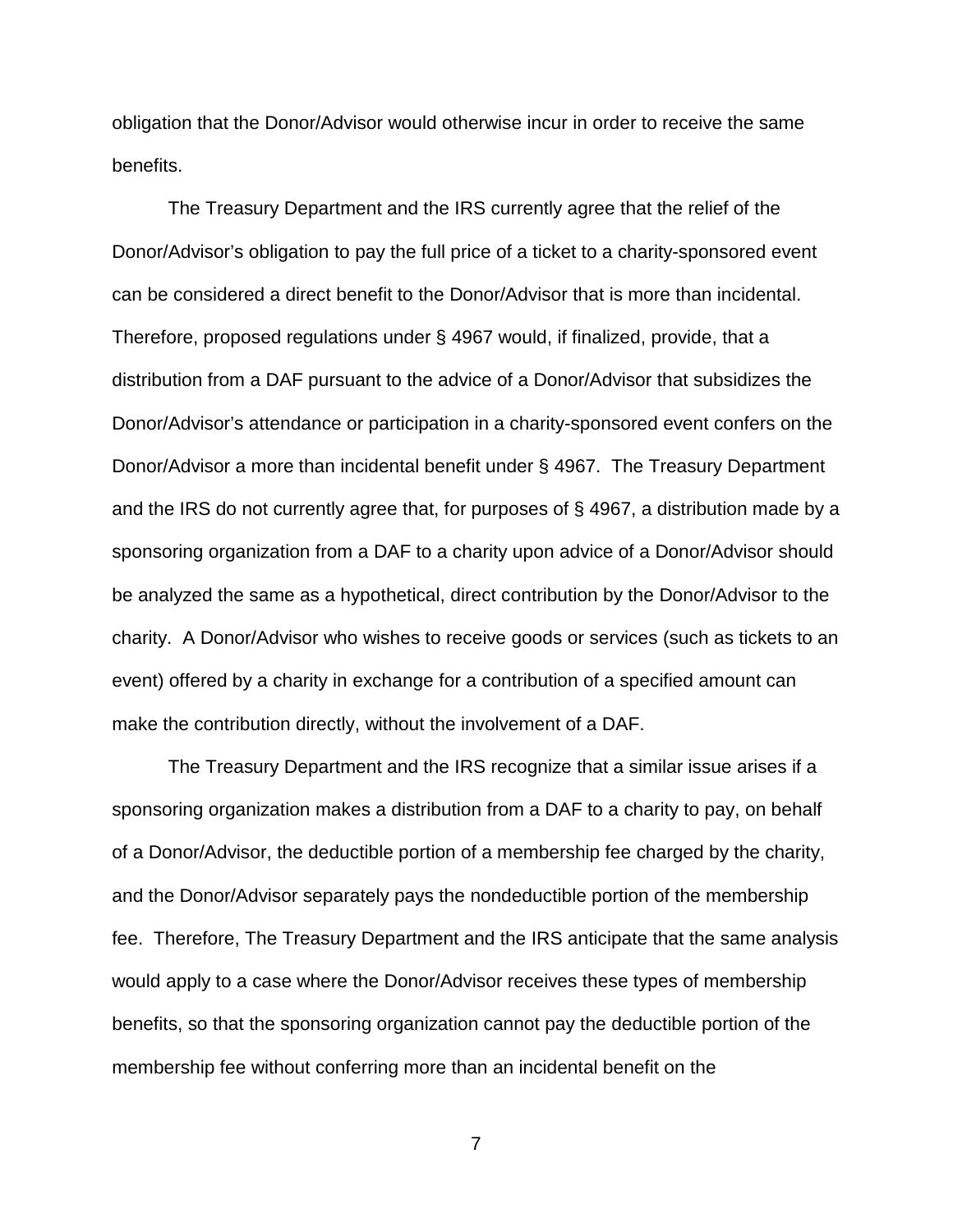obligation that the Donor/Advisor would otherwise incur in order to receive the same benefits.

The Treasury Department and the IRS currently agree that the relief of the Donor/Advisor's obligation to pay the full price of a ticket to a charity-sponsored event can be considered a direct benefit to the Donor/Advisor that is more than incidental. Therefore, proposed regulations under § 4967 would, if finalized, provide, that a distribution from a DAF pursuant to the advice of a Donor/Advisor that subsidizes the Donor/Advisor's attendance or participation in a charity-sponsored event confers on the Donor/Advisor a more than incidental benefit under § 4967. The Treasury Department and the IRS do not currently agree that, for purposes of § 4967, a distribution made by a sponsoring organization from a DAF to a charity upon advice of a Donor/Advisor should be analyzed the same as a hypothetical, direct contribution by the Donor/Advisor to the charity. A Donor/Advisor who wishes to receive goods or services (such as tickets to an event) offered by a charity in exchange for a contribution of a specified amount can make the contribution directly, without the involvement of a DAF.

The Treasury Department and the IRS recognize that a similar issue arises if a sponsoring organization makes a distribution from a DAF to a charity to pay, on behalf of a Donor/Advisor, the deductible portion of a membership fee charged by the charity, and the Donor/Advisor separately pays the nondeductible portion of the membership fee. Therefore, The Treasury Department and the IRS anticipate that the same analysis would apply to a case where the Donor/Advisor receives these types of membership benefits, so that the sponsoring organization cannot pay the deductible portion of the membership fee without conferring more than an incidental benefit on the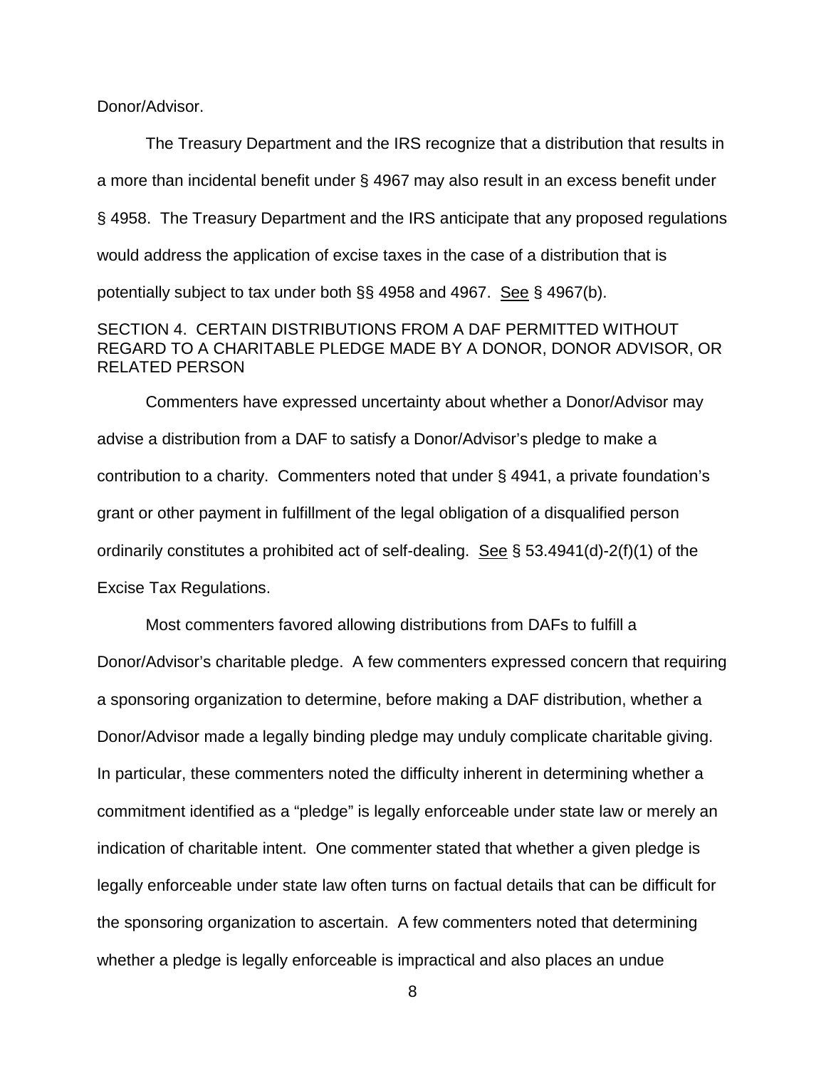Donor/Advisor.

The Treasury Department and the IRS recognize that a distribution that results in a more than incidental benefit under § 4967 may also result in an excess benefit under § 4958. The Treasury Department and the IRS anticipate that any proposed regulations would address the application of excise taxes in the case of a distribution that is potentially subject to tax under both §§ 4958 and 4967. See § 4967(b).

## SECTION 4. CERTAIN DISTRIBUTIONS FROM A DAF PERMITTED WITHOUT REGARD TO A CHARITABLE PLEDGE MADE BY A DONOR, DONOR ADVISOR, OR RELATED PERSON

Commenters have expressed uncertainty about whether a Donor/Advisor may advise a distribution from a DAF to satisfy a Donor/Advisor's pledge to make a contribution to a charity. Commenters noted that under § 4941, a private foundation's grant or other payment in fulfillment of the legal obligation of a disqualified person ordinarily constitutes a prohibited act of self-dealing. See § 53.4941(d)-2(f)(1) of the Excise Tax Regulations.

Most commenters favored allowing distributions from DAFs to fulfill a Donor/Advisor's charitable pledge. A few commenters expressed concern that requiring a sponsoring organization to determine, before making a DAF distribution, whether a Donor/Advisor made a legally binding pledge may unduly complicate charitable giving. In particular, these commenters noted the difficulty inherent in determining whether a commitment identified as a "pledge" is legally enforceable under state law or merely an indication of charitable intent. One commenter stated that whether a given pledge is legally enforceable under state law often turns on factual details that can be difficult for the sponsoring organization to ascertain. A few commenters noted that determining whether a pledge is legally enforceable is impractical and also places an undue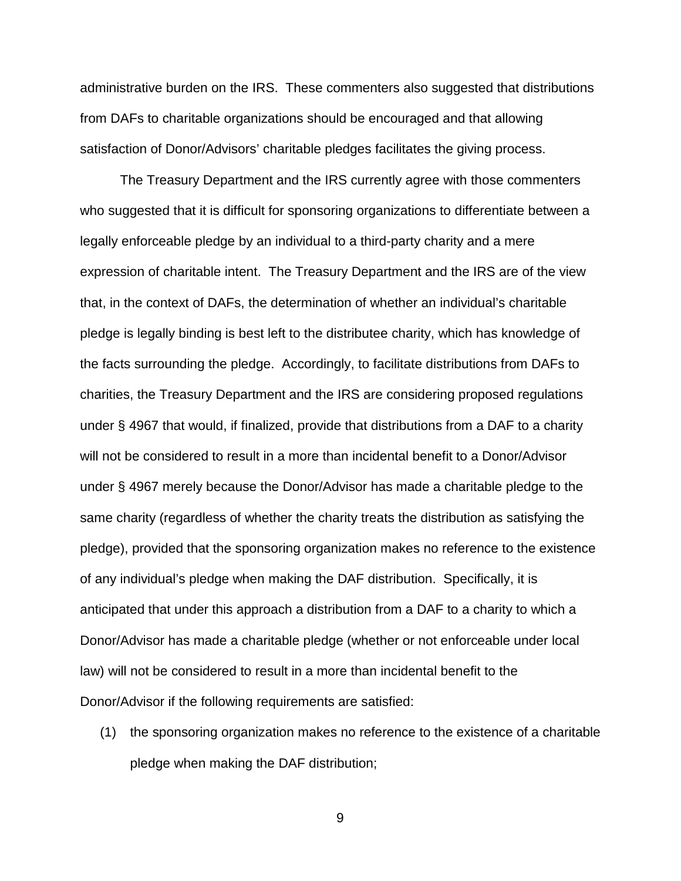administrative burden on the IRS. These commenters also suggested that distributions from DAFs to charitable organizations should be encouraged and that allowing satisfaction of Donor/Advisors' charitable pledges facilitates the giving process.

The Treasury Department and the IRS currently agree with those commenters who suggested that it is difficult for sponsoring organizations to differentiate between a legally enforceable pledge by an individual to a third-party charity and a mere expression of charitable intent. The Treasury Department and the IRS are of the view that, in the context of DAFs, the determination of whether an individual's charitable pledge is legally binding is best left to the distributee charity, which has knowledge of the facts surrounding the pledge. Accordingly, to facilitate distributions from DAFs to charities, the Treasury Department and the IRS are considering proposed regulations under § 4967 that would, if finalized, provide that distributions from a DAF to a charity will not be considered to result in a more than incidental benefit to a Donor/Advisor under § 4967 merely because the Donor/Advisor has made a charitable pledge to the same charity (regardless of whether the charity treats the distribution as satisfying the pledge), provided that the sponsoring organization makes no reference to the existence of any individual's pledge when making the DAF distribution. Specifically, it is anticipated that under this approach a distribution from a DAF to a charity to which a Donor/Advisor has made a charitable pledge (whether or not enforceable under local law) will not be considered to result in a more than incidental benefit to the Donor/Advisor if the following requirements are satisfied:

(1) the sponsoring organization makes no reference to the existence of a charitable pledge when making the DAF distribution;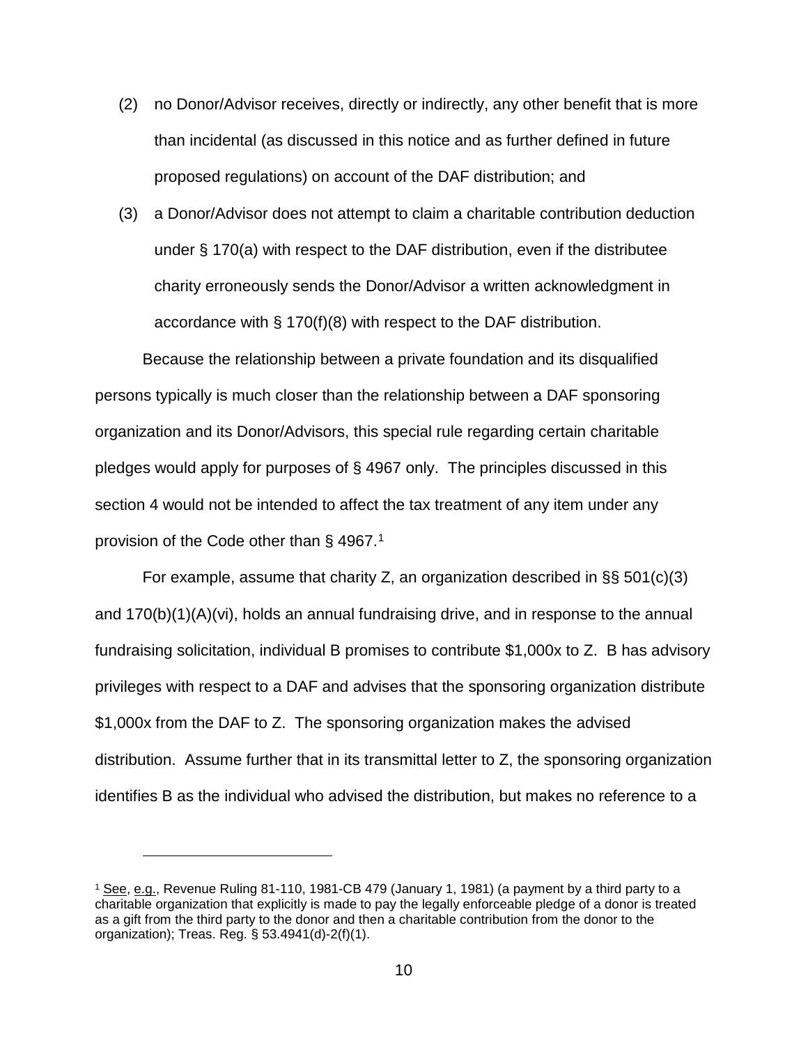(2) no Donor/Advisor receives, directly or indirectly, any other benefit that is more than incidental (as discussed in this notice and as further defined in future proposed regulations) on account of the DAF distribution; and

(3) a Donor/Advisor does not attempt to claim a charitable contribution deduction under § 170(a) with respect to the DAF distribution, even if the distributee charity erroneously sends the Donor/Advisor a written acknowledgment in accordance with § 170(f)(8) with respect to the DAF distribution.

Because the relationship between a private foundation and its disqualified persons typically is much closer than the relationship between a DAF sponsoring organization and its Donor/Advisors, this special rule regarding certain charitable pledges would apply for purposes of § 4967 only. The principles discussed in this section 4 would not be intended to affect the tax treatment of any item under any provision of the Code other than § 4967.[1]

For example, assume that charity Z, an organization described in §§ 501(c)(3) and 170(b)(1)(A)(vi), holds an annual fundraising drive, and in response to the annual fundraising solicitation, individual B promises to contribute $1,000x to Z. B has advisory privileges with respect to a DAF and advises that the sponsoring organization distribute $1,000x from the DAF to Z. The sponsoring organization makes the advised distribution. Assume further that in its transmittal letter to Z, the sponsoring organization identifies B as the individual who advised the distribution, but makes no reference to a

---

[1] See, e.g., Revenue Ruling 81-110, 1981-CB 479 (January 1, 1981) (a payment by a third party to a charitable organization that explicitly is made to pay the legally enforceable pledge of a donor is treated as a gift from the third party to the donor and then a charitable contribution from the donor to the organization); Treas. Reg. § 53.4941(d)-2(f)(1).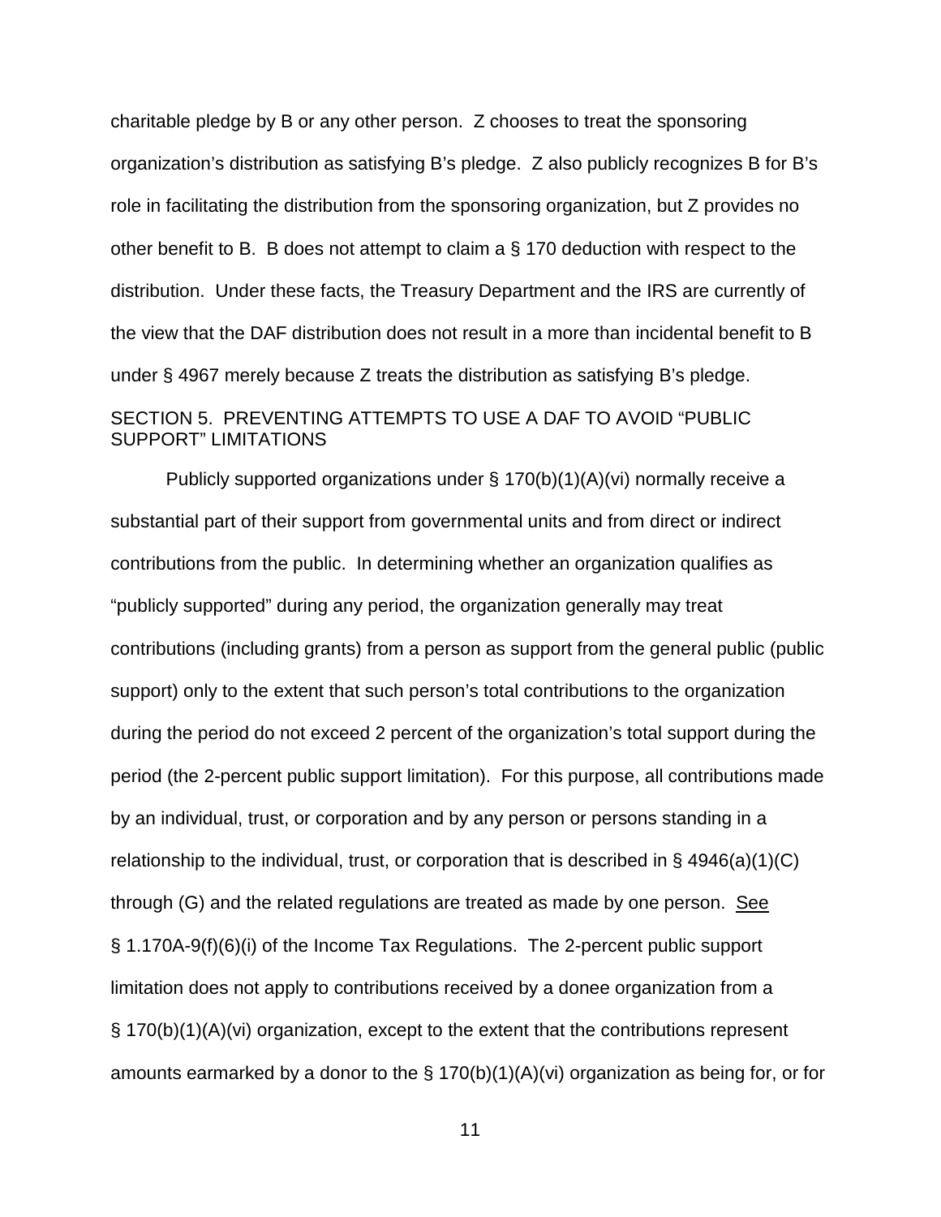charitable pledge by B or any other person. Z chooses to treat the sponsoring organization's distribution as satisfying B's pledge. Z also publicly recognizes B for B's role in facilitating the distribution from the sponsoring organization, but Z provides no other benefit to B. B does not attempt to claim a § 170 deduction with respect to the distribution. Under these facts, the Treasury Department and the IRS are currently of the view that the DAF distribution does not result in a more than incidental benefit to B under § 4967 merely because Z treats the distribution as satisfying B's pledge.

## SECTION 5. PREVENTING ATTEMPTS TO USE A DAF TO AVOID "PUBLIC SUPPORT" LIMITATIONS

Publicly supported organizations under § 170(b)(1)(A)(vi) normally receive a substantial part of their support from governmental units and from direct or indirect contributions from the public. In determining whether an organization qualifies as "publicly supported" during any period, the organization generally may treat contributions (including grants) from a person as support from the general public (public support) only to the extent that such person's total contributions to the organization during the period do not exceed 2 percent of the organization's total support during the period (the 2-percent public support limitation). For this purpose, all contributions made by an individual, trust, or corporation and by any person or persons standing in a relationship to the individual, trust, or corporation that is described in § 4946(a)(1)(C) through (G) and the related regulations are treated as made by one person. See § 1.170A-9(f)(6)(i) of the Income Tax Regulations. The 2-percent public support limitation does not apply to contributions received by a donee organization from a § 170(b)(1)(A)(vi) organization, except to the extent that the contributions represent amounts earmarked by a donor to the § 170(b)(1)(A)(vi) organization as being for, or for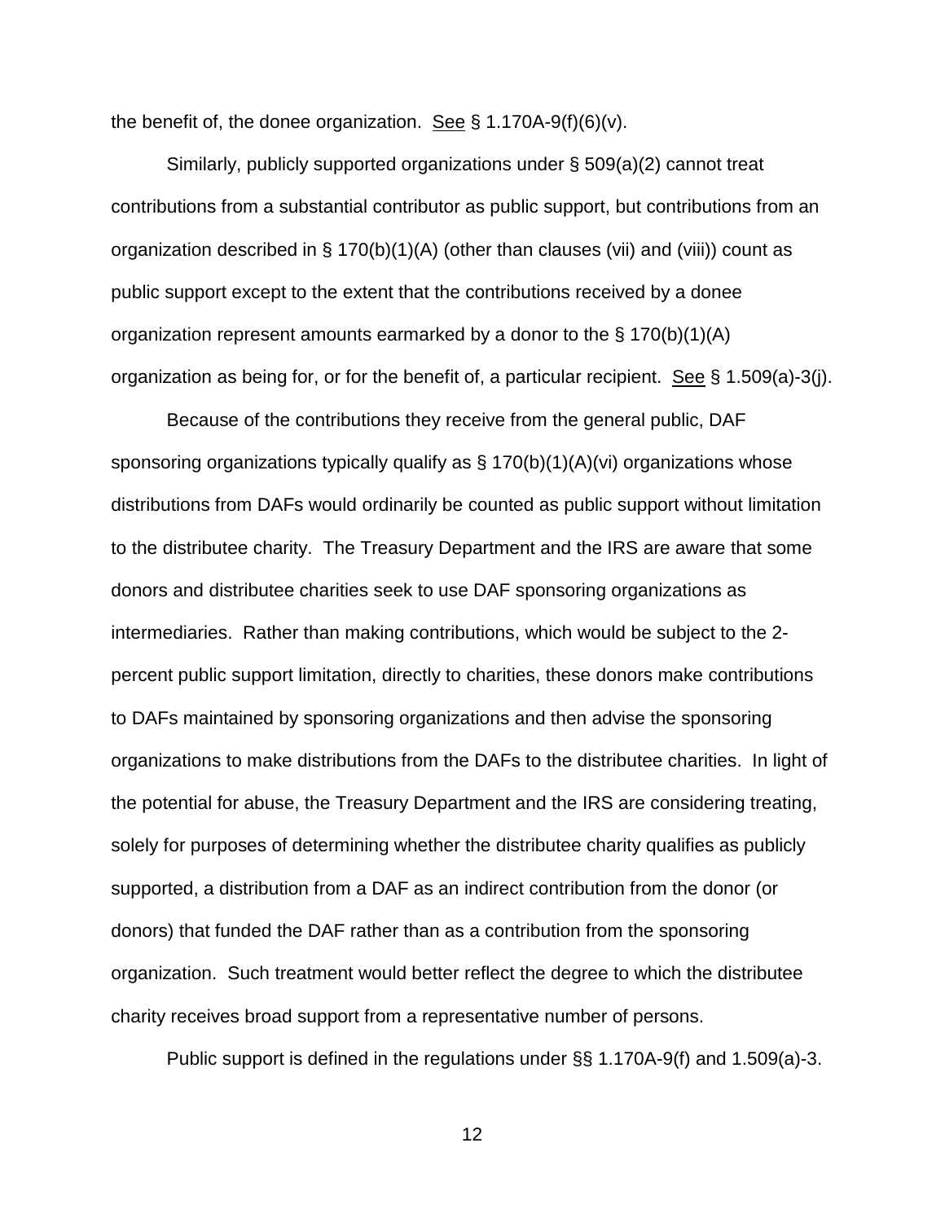the benefit of, the donee organization. See § 1.170A-9(f)(6)(v).

Similarly, publicly supported organizations under § 509(a)(2) cannot treat contributions from a substantial contributor as public support, but contributions from an organization described in § 170(b)(1)(A) (other than clauses (vii) and (viii)) count as public support except to the extent that the contributions received by a donee organization represent amounts earmarked by a donor to the § 170(b)(1)(A) organization as being for, or for the benefit of, a particular recipient. See § 1.509(a)-3(j).

Because of the contributions they receive from the general public, DAF sponsoring organizations typically qualify as § 170(b)(1)(A)(vi) organizations whose distributions from DAFs would ordinarily be counted as public support without limitation to the distributee charity. The Treasury Department and the IRS are aware that some donors and distributee charities seek to use DAF sponsoring organizations as intermediaries. Rather than making contributions, which would be subject to the 2-percent public support limitation, directly to charities, these donors make contributions to DAFs maintained by sponsoring organizations and then advise the sponsoring organizations to make distributions from the DAFs to the distributee charities. In light of the potential for abuse, the Treasury Department and the IRS are considering treating, solely for purposes of determining whether the distributee charity qualifies as publicly supported, a distribution from a DAF as an indirect contribution from the donor (or donors) that funded the DAF rather than as a contribution from the sponsoring organization. Such treatment would better reflect the degree to which the distributee charity receives broad support from a representative number of persons.

Public support is defined in the regulations under §§ 1.170A-9(f) and 1.509(a)-3.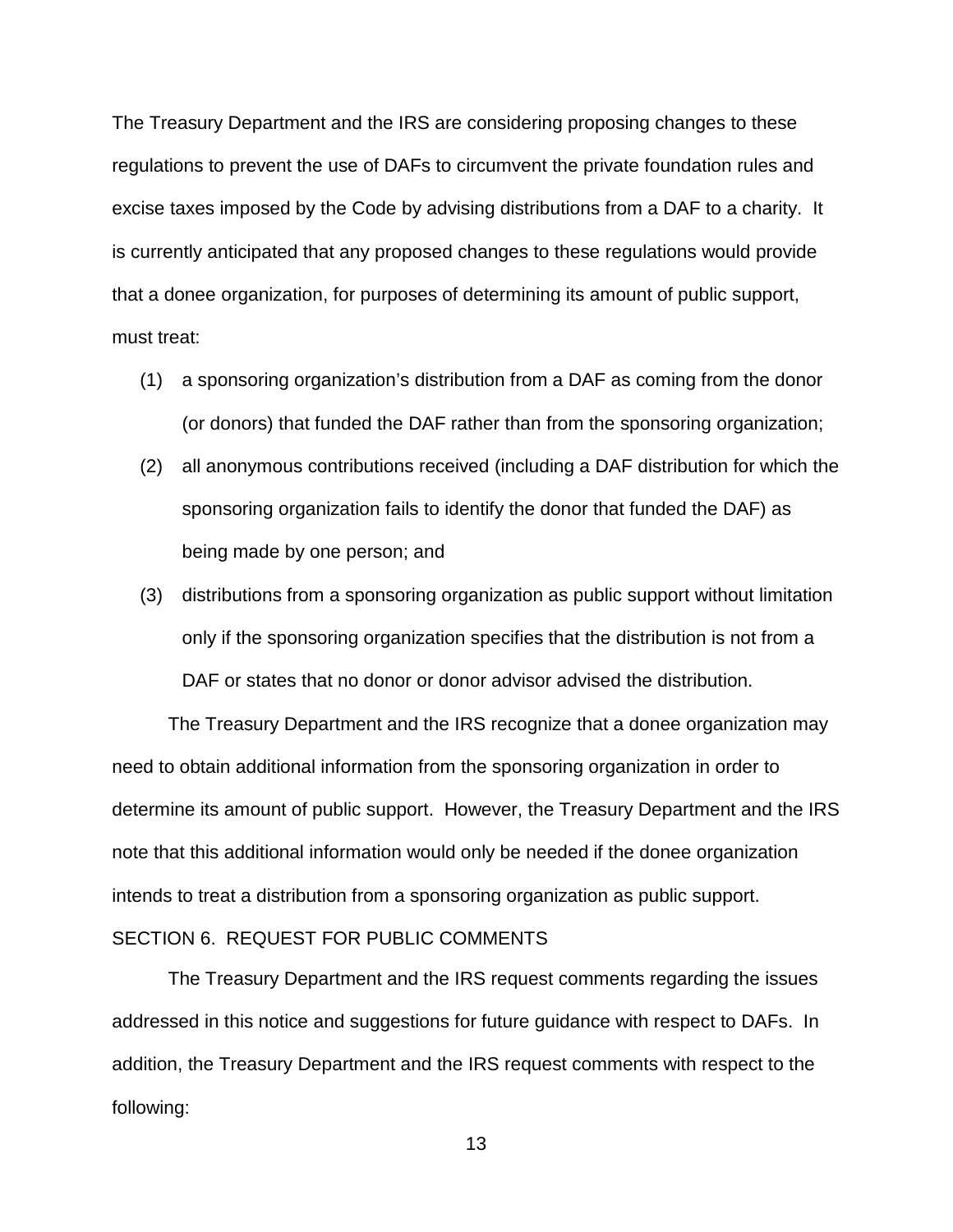The Treasury Department and the IRS are considering proposing changes to these regulations to prevent the use of DAFs to circumvent the private foundation rules and excise taxes imposed by the Code by advising distributions from a DAF to a charity. It is currently anticipated that any proposed changes to these regulations would provide that a donee organization, for purposes of determining its amount of public support, must treat:

(1) a sponsoring organization's distribution from a DAF as coming from the donor (or donors) that funded the DAF rather than from the sponsoring organization;

(2) all anonymous contributions received (including a DAF distribution for which the sponsoring organization fails to identify the donor that funded the DAF) as being made by one person; and

(3) distributions from a sponsoring organization as public support without limitation only if the sponsoring organization specifies that the distribution is not from a DAF or states that no donor or donor advisor advised the distribution.

The Treasury Department and the IRS recognize that a donee organization may need to obtain additional information from the sponsoring organization in order to determine its amount of public support. However, the Treasury Department and the IRS note that this additional information would only be needed if the donee organization intends to treat a distribution from a sponsoring organization as public support.

## SECTION 6. REQUEST FOR PUBLIC COMMENTS

The Treasury Department and the IRS request comments regarding the issues addressed in this notice and suggestions for future guidance with respect to DAFs. In addition, the Treasury Department and the IRS request comments with respect to the following: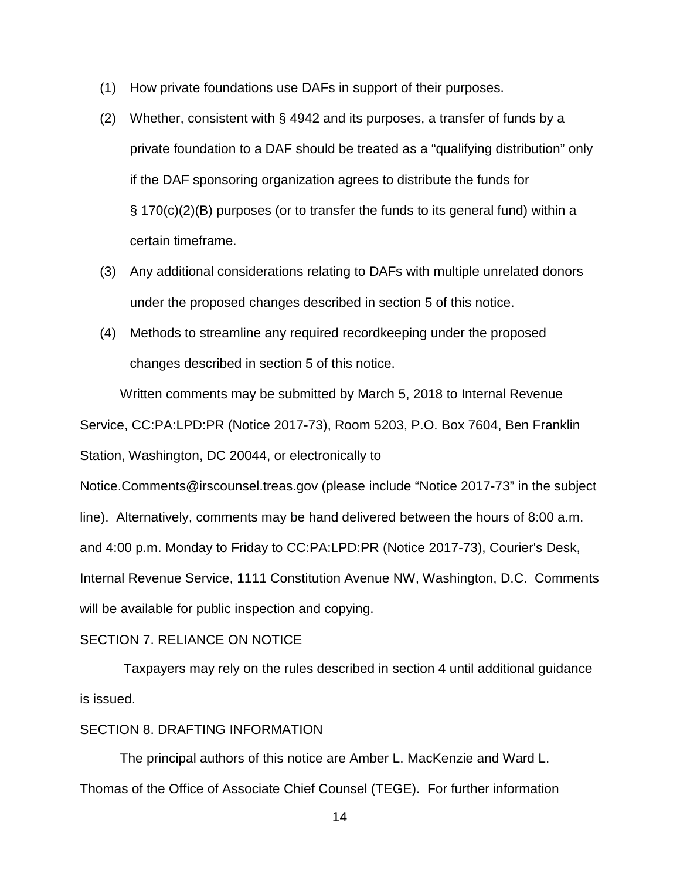(1) How private foundations use DAFs in support of their purposes.

(2) Whether, consistent with § 4942 and its purposes, a transfer of funds by a private foundation to a DAF should be treated as a "qualifying distribution" only if the DAF sponsoring organization agrees to distribute the funds for § 170(c)(2)(B) purposes (or to transfer the funds to its general fund) within a certain timeframe.

(3) Any additional considerations relating to DAFs with multiple unrelated donors under the proposed changes described in section 5 of this notice.

(4) Methods to streamline any required recordkeeping under the proposed changes described in section 5 of this notice.

Written comments may be submitted by March 5, 2018 to Internal Revenue Service, CC:PA:LPD:PR (Notice 2017-73), Room 5203, P.O. Box 7604, Ben Franklin Station, Washington, DC 20044, or electronically to Notice.Comments@irscounsel.treas.gov (please include "Notice 2017-73" in the subject line). Alternatively, comments may be hand delivered between the hours of 8:00 a.m. and 4:00 p.m. Monday to Friday to CC:PA:LPD:PR (Notice 2017-73), Courier's Desk, Internal Revenue Service, 1111 Constitution Avenue NW, Washington, D.C. Comments will be available for public inspection and copying.

SECTION 7. RELIANCE ON NOTICE

Taxpayers may rely on the rules described in section 4 until additional guidance is issued.

SECTION 8. DRAFTING INFORMATION

The principal authors of this notice are Amber L. MacKenzie and Ward L. Thomas of the Office of Associate Chief Counsel (TEGE). For further information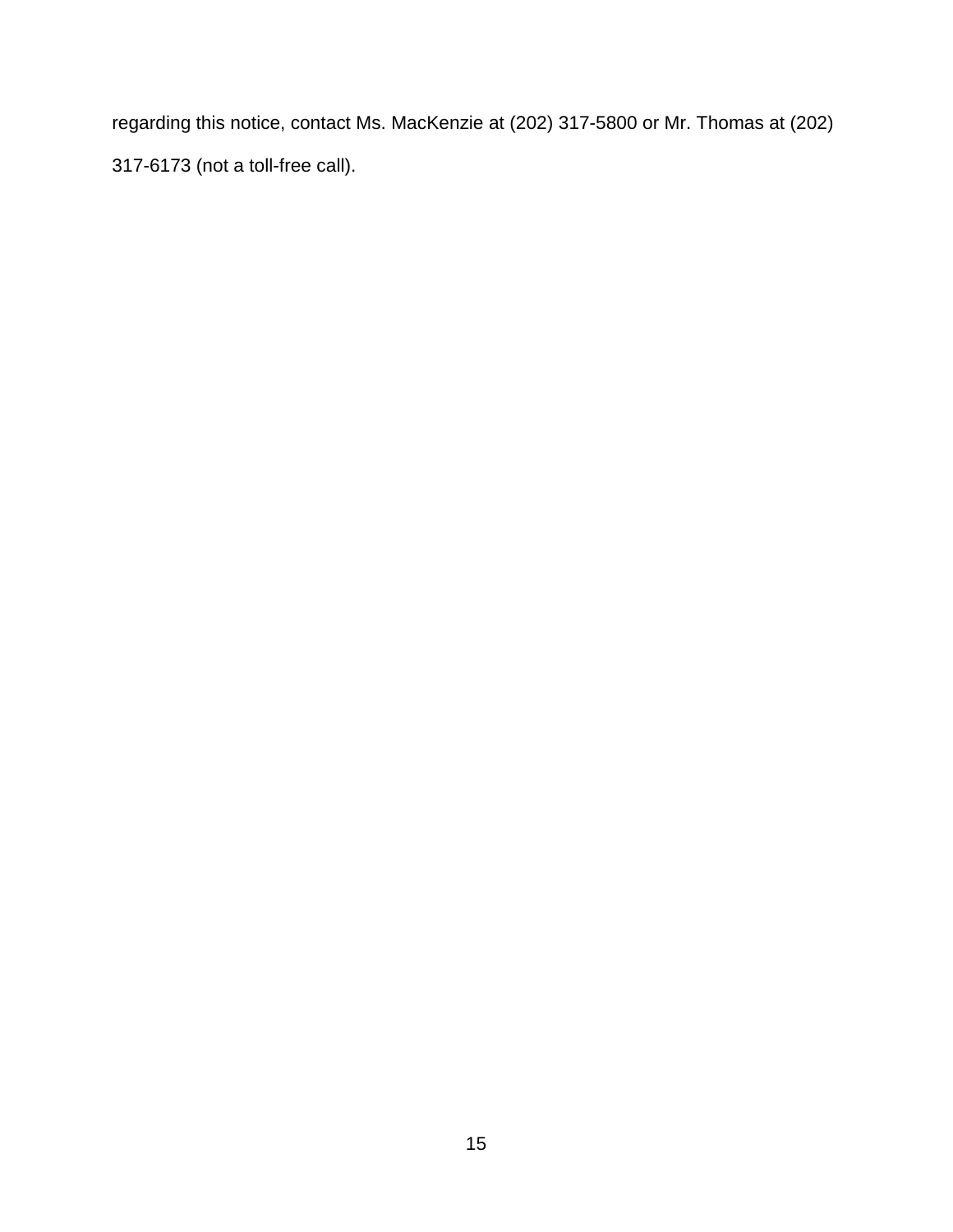regarding this notice, contact Ms. MacKenzie at (202) 317-5800 or Mr. Thomas at (202) 317-6173 (not a toll-free call).